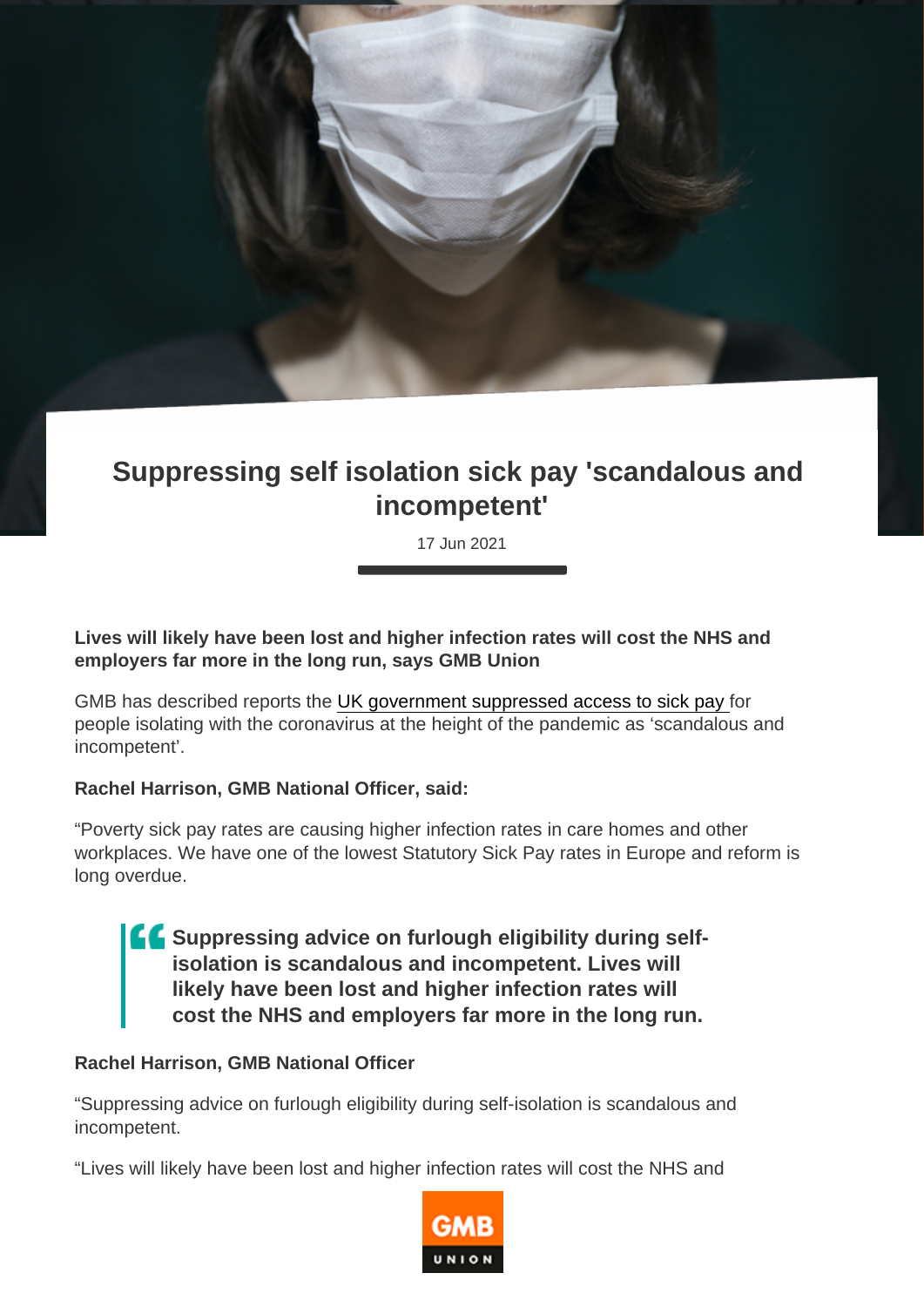# Suppressing self isolation sick pay 'scandalous and incompetent'

17 Jun 2021

**Lives will likely have been lost and higher infection rates will cost the NHS and employers far more in the long run, says GMB Union**

GMB has described reports the UK government suppressed access to sick pay for people isolating with the coronavirus at the height of the pandemic as 'scandalous and incompetent'.

**Rachel Harrison, GMB National Officer, said:**

"Poverty sick pay rates are causing higher infection rates in care homes and other workplaces. We have one of the lowest Statutory Sick Pay rates in Europe and reform is long overdue.

> **Suppressing advice on furlough eligibility during self-isolation is scandalous and incompetent. Lives will likely have been lost and higher infection rates will cost the NHS and employers far more in the long run.**

**Rachel Harrison, GMB National Officer**

"Suppressing advice on furlough eligibility during self-isolation is scandalous and incompetent.

"Lives will likely have been lost and higher infection rates will cost the NHS and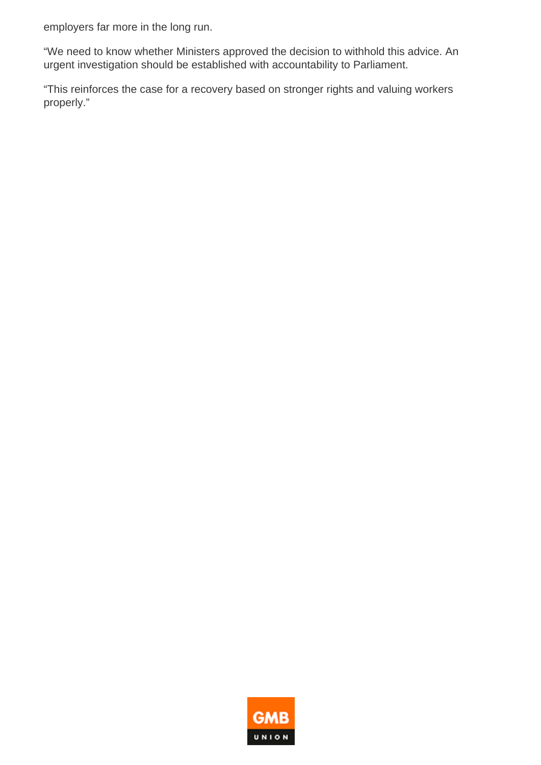employers far more in the long run.

“We need to know whether Ministers approved the decision to withhold this advice. An urgent investigation should be established with accountability to Parliament.

“This reinforces the case for a recovery based on stronger rights and valuing workers properly.”